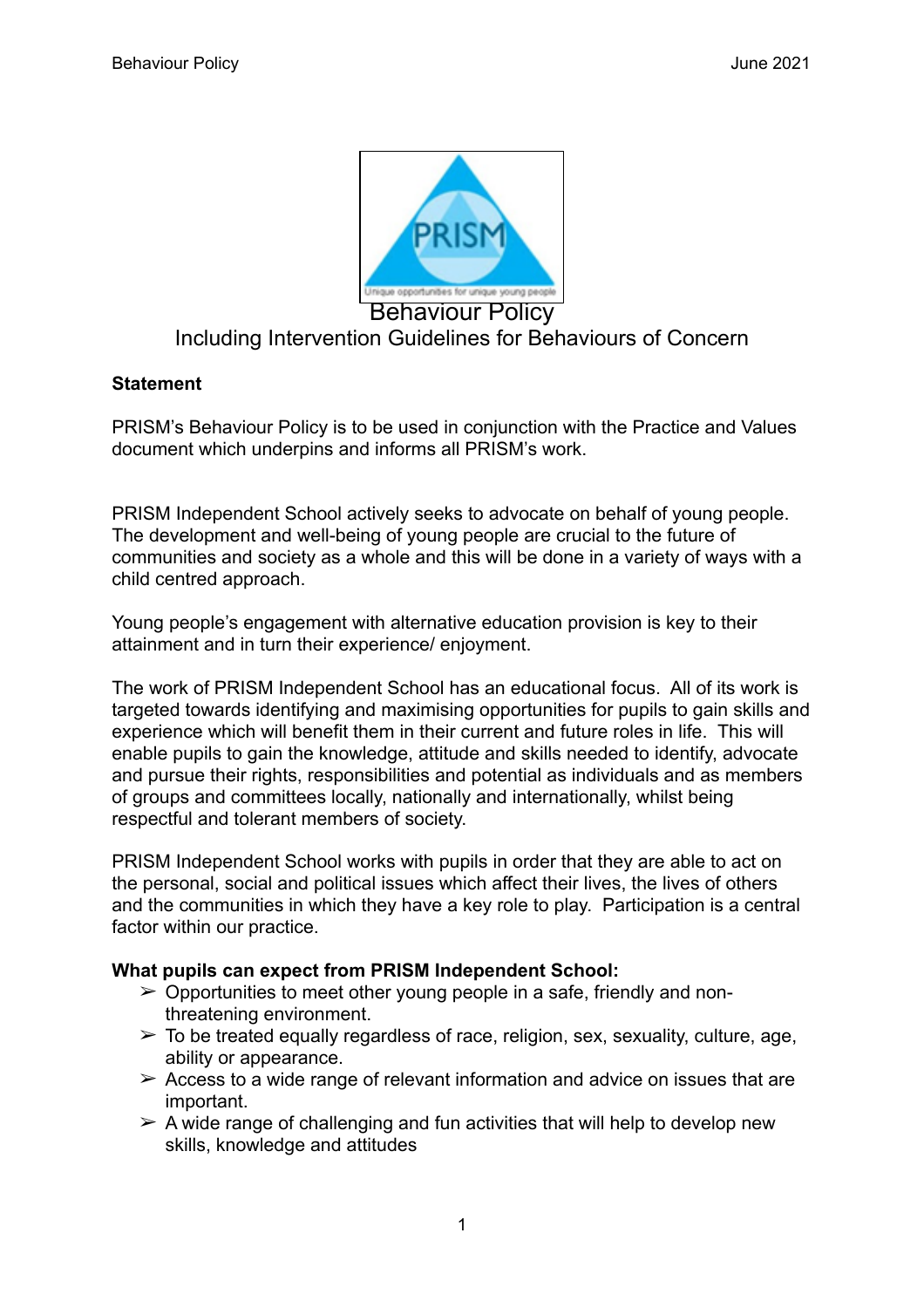# Behaviour Policy

## Including Intervention Guidelines for Behaviours of Concern

**Statement**

PRISM's Behaviour Policy is to be used in conjunction with the Practice and Values document which underpins and informs all PRISM's work.

PRISM Independent School actively seeks to advocate on behalf of young people. The development and well-being of young people are crucial to the future of communities and society as a whole and this will be done in a variety of ways with a child centred approach.

Young people's engagement with alternative education provision is key to their attainment and in turn their experience/ enjoyment.

The work of PRISM Independent School has an educational focus. All of its work is targeted towards identifying and maximising opportunities for pupils to gain skills and experience which will benefit them in their current and future roles in life. This will enable pupils to gain the knowledge, attitude and skills needed to identify, advocate and pursue their rights, responsibilities and potential as individuals and as members of groups and committees locally, nationally and internationally, whilst being respectful and tolerant members of society.

PRISM Independent School works with pupils in order that they are able to act on the personal, social and political issues which affect their lives, the lives of others and the communities in which they have a key role to play. Participation is a central factor within our practice.

**What pupils can expect from PRISM Independent School:**

- Opportunities to meet other young people in a safe, friendly and non-threatening environment.
- To be treated equally regardless of race, religion, sex, sexuality, culture, age, ability or appearance.
- Access to a wide range of relevant information and advice on issues that are important.
- A wide range of challenging and fun activities that will help to develop new skills, knowledge and attitudes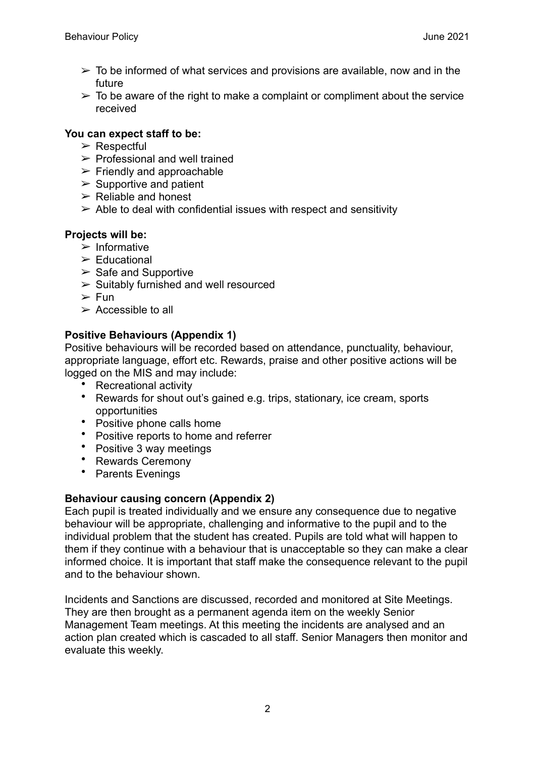- ➢ To be informed of what services and provisions are available, now and in the future
- ➢ To be aware of the right to make a complaint or compliment about the service received

**You can expect staff to be:**

- ➢ Respectful
- ➢ Professional and well trained
- ➢ Friendly and approachable
- ➢ Supportive and patient
- ➢ Reliable and honest
- ➢ Able to deal with confidential issues with respect and sensitivity

**Projects will be:**

- ➢ Informative
- ➢ Educational
- ➢ Safe and Supportive
- ➢ Suitably furnished and well resourced
- ➢ Fun
- ➢ Accessible to all

**Positive Behaviours (Appendix 1)**

Positive behaviours will be recorded based on attendance, punctuality, behaviour, appropriate language, effort etc. Rewards, praise and other positive actions will be logged on the MIS and may include:

- Recreational activity
- Rewards for shout out's gained e.g. trips, stationary, ice cream, sports opportunities
- Positive phone calls home
- Positive reports to home and referrer
- Positive 3 way meetings
- Rewards Ceremony
- Parents Evenings

**Behaviour causing concern (Appendix 2)**

Each pupil is treated individually and we ensure any consequence due to negative behaviour will be appropriate, challenging and informative to the pupil and to the individual problem that the student has created. Pupils are told what will happen to them if they continue with a behaviour that is unacceptable so they can make a clear informed choice. It is important that staff make the consequence relevant to the pupil and to the behaviour shown.

Incidents and Sanctions are discussed, recorded and monitored at Site Meetings. They are then brought as a permanent agenda item on the weekly Senior Management Team meetings. At this meeting the incidents are analysed and an action plan created which is cascaded to all staff. Senior Managers then monitor and evaluate this weekly.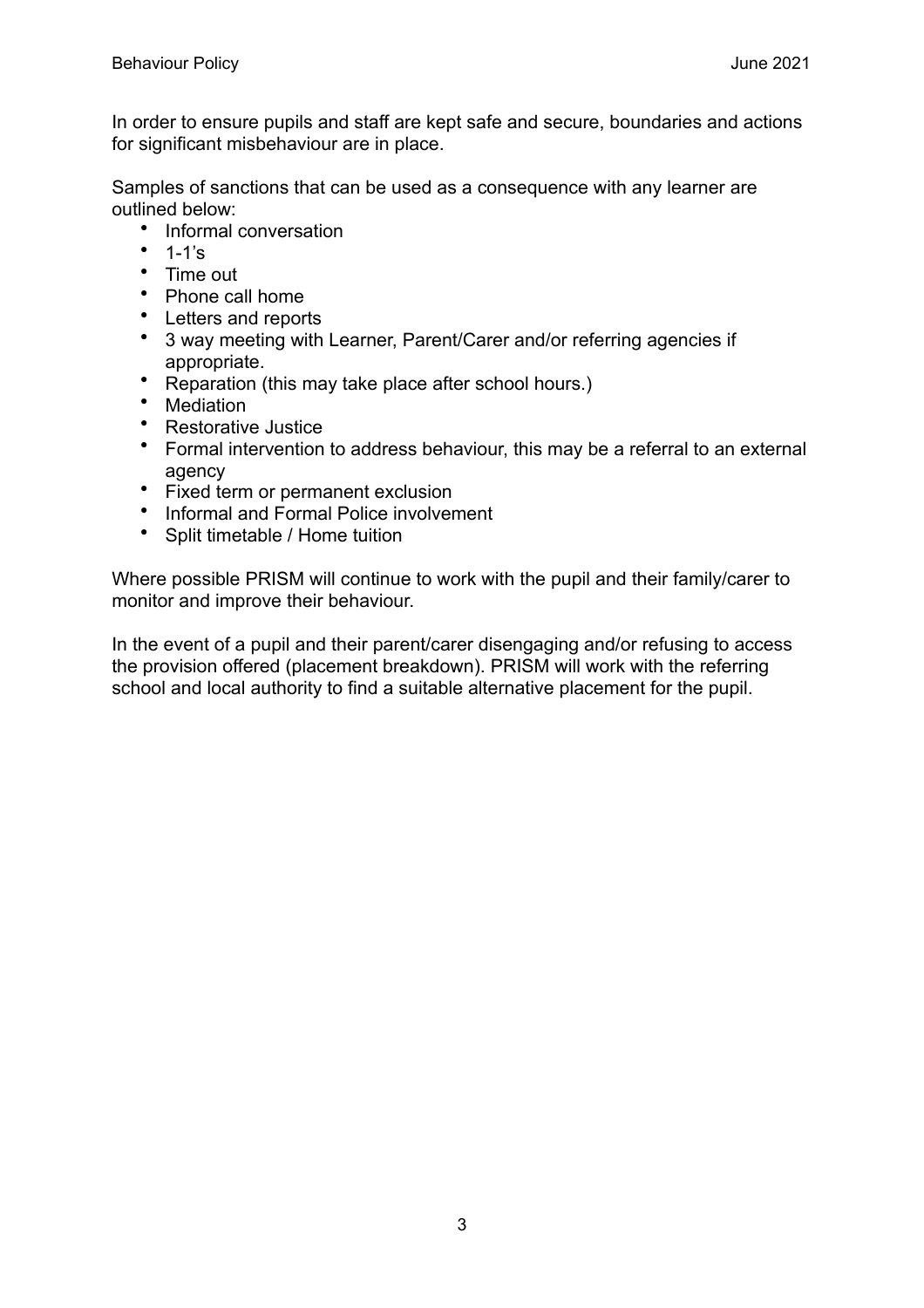In order to ensure pupils and staff are kept safe and secure, boundaries and actions for significant misbehaviour are in place.

Samples of sanctions that can be used as a consequence with any learner are outlined below:

- Informal conversation
- 1-1's
- Time out
- Phone call home
- Letters and reports
- 3 way meeting with Learner, Parent/Carer and/or referring agencies if appropriate.
- Reparation (this may take place after school hours.)
- Mediation
- Restorative Justice
- Formal intervention to address behaviour, this may be a referral to an external agency
- Fixed term or permanent exclusion
- Informal and Formal Police involvement
- Split timetable / Home tuition

Where possible PRISM will continue to work with the pupil and their family/carer to monitor and improve their behaviour.

In the event of a pupil and their parent/carer disengaging and/or refusing to access the provision offered (placement breakdown). PRISM will work with the referring school and local authority to find a suitable alternative placement for the pupil.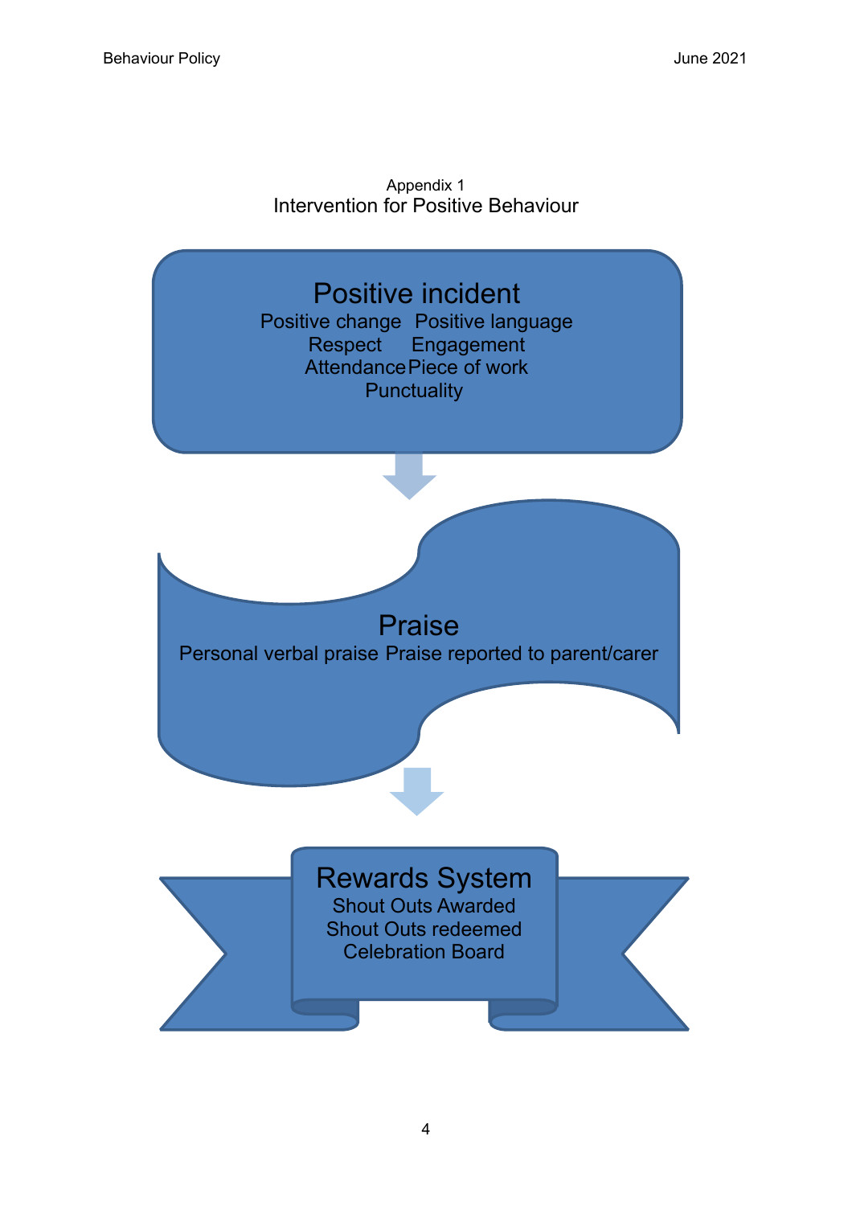Appendix 1

## Intervention for Positive Behaviour

### Positive incident

Positive change  Positive language
Respect  Engagement
Attendance  Piece of work
Punctuality

### Praise

Personal verbal praise  Praise reported to parent/carer

### Rewards System

Shout Outs Awarded
Shout Outs redeemed
Celebration Board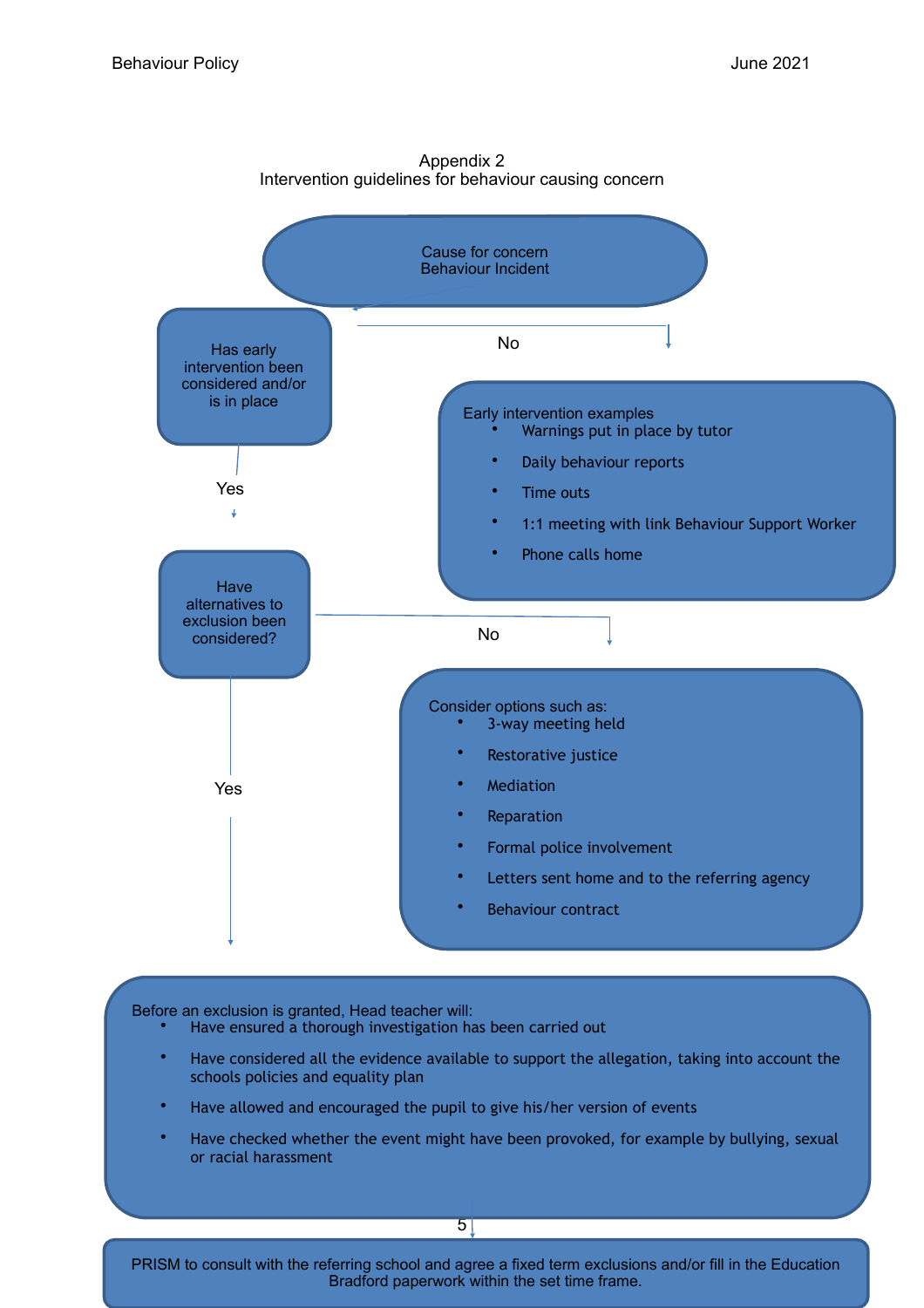## Appendix 2
## Intervention guidelines for behaviour causing concern

Cause for concern
Behaviour Incident

Has early intervention been considered and/or is in place

No

Early intervention examples
- Warnings put in place by tutor
- Daily behaviour reports
- Time outs
- 1:1 meeting with link Behaviour Support Worker
- Phone calls home

Yes

Have alternatives to exclusion been considered?

No

Consider options such as:
- 3-way meeting held
- Restorative justice
- Mediation
- Reparation
- Formal police involvement
- Letters sent home and to the referring agency
- Behaviour contract

Yes

Before an exclusion is granted, Head teacher will:
- Have ensured a thorough investigation has been carried out
- Have considered all the evidence available to support the allegation, taking into account the schools policies and equality plan
- Have allowed and encouraged the pupil to give his/her version of events
- Have checked whether the event might have been provoked, for example by bullying, sexual or racial harassment

PRISM to consult with the referring school and agree a fixed term exclusions and/or fill in the Education Bradford paperwork within the set time frame.